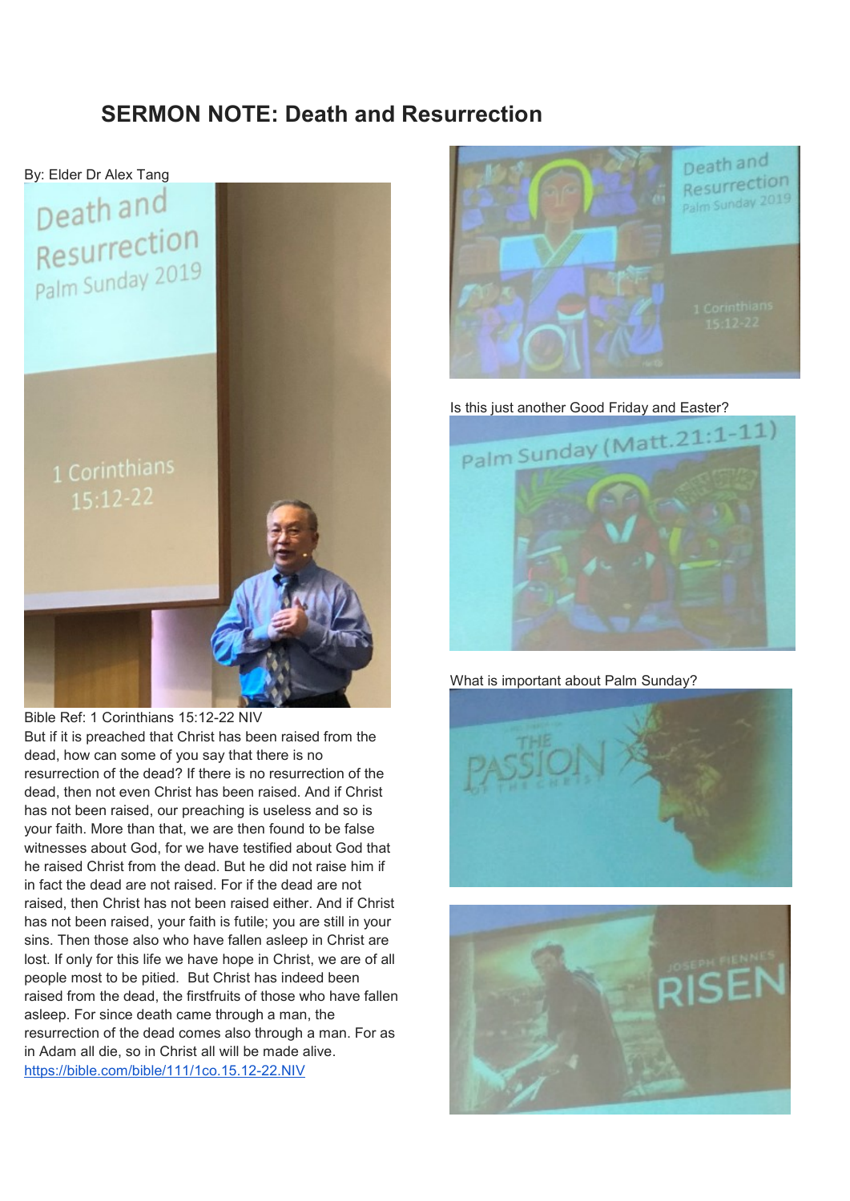# SERMON NOTE: Death and Resurrection

By: Elder Dr Alex Tang

Bible Ref: 1 Corinthians 15:12-22 NIV

But if it is preached that Christ has been raised from the dead, how can some of you say that there is no resurrection of the dead? If there is no resurrection of the dead, then not even Christ has been raised. And if Christ has not been raised, our preaching is useless and so is your faith. More than that, we are then found to be false witnesses about God, for we have testified about God that he raised Christ from the dead. But he did not raise him if in fact the dead are not raised. For if the dead are not raised, then Christ has not been raised either. And if Christ has not been raised, your faith is futile; you are still in your sins. Then those also who have fallen asleep in Christ are lost. If only for this life we have hope in Christ, we are of all people most to be pitied. But Christ has indeed been raised from the dead, the firstfruits of those who have fallen asleep. For since death came through a man, the resurrection of the dead comes also through a man. For as in Adam all die, so in Christ all will be made alive.

https://bible.com/bible/111/1co.15.12-22.NIV

Is this just another Good Friday and Easter?

What is important about Palm Sunday?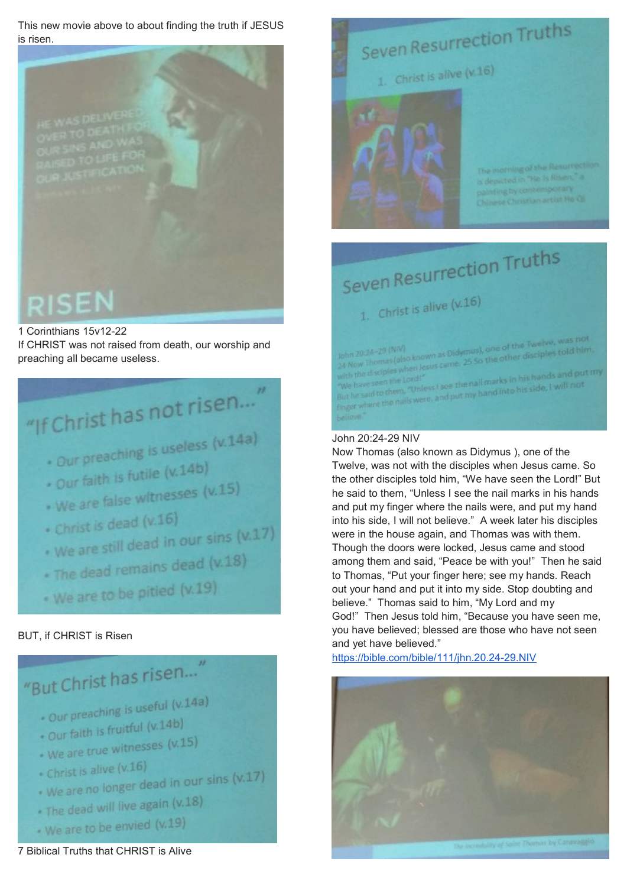This new movie above to about finding the truth if JESUS is risen.

1 Corinthians 15v12-22

If CHRIST was not raised from death, our worship and preaching all became useless.

"If Christ has not risen..."

- Our preaching is useless (v.14a)
- Our faith is futile (v.14b)
- We are false witnesses (v.15)
- Christ is dead (v.16)
- We are still dead in our sins (v.17)
- The dead remains dead (v.18)
- We are to be pitied (v.19)

BUT, if CHRIST is Risen

"But Christ has risen..."

- Our preaching is useful (v.14a)
- Our faith is fruitful (v.14b)
- We are true witnesses (v.15)
- Christ is alive (v.16)
- We are no longer dead in our sins (v.17)
- The dead will live again (v.18)
- We are to be envied (v.19)

7 Biblical Truths that CHRIST is Alive

Seven Resurrection Truths

1. Christ is alive (v.16)

The morning of the Resurrection is depicted in "He Is Risen," a painting by contemporary Chinese Christian artist He Qi

John 20:24-29 NIV

Now Thomas (also known as Didymus ), one of the Twelve, was not with the disciples when Jesus came. So the other disciples told him, "We have seen the Lord!" But he said to them, "Unless I see the nail marks in his hands and put my finger where the nails were, and put my hand into his side, I will not believe." A week later his disciples were in the house again, and Thomas was with them. Though the doors were locked, Jesus came and stood among them and said, "Peace be with you!" Then he said to Thomas, "Put your finger here; see my hands. Reach out your hand and put it into my side. Stop doubting and believe." Thomas said to him, "My Lord and my God!" Then Jesus told him, "Because you have seen me, you have believed; blessed are those who have not seen and yet have believed."

https://bible.com/bible/111/jhn.20.24-29.NIV

The Incredulity of Saint Thomas by Caravaggio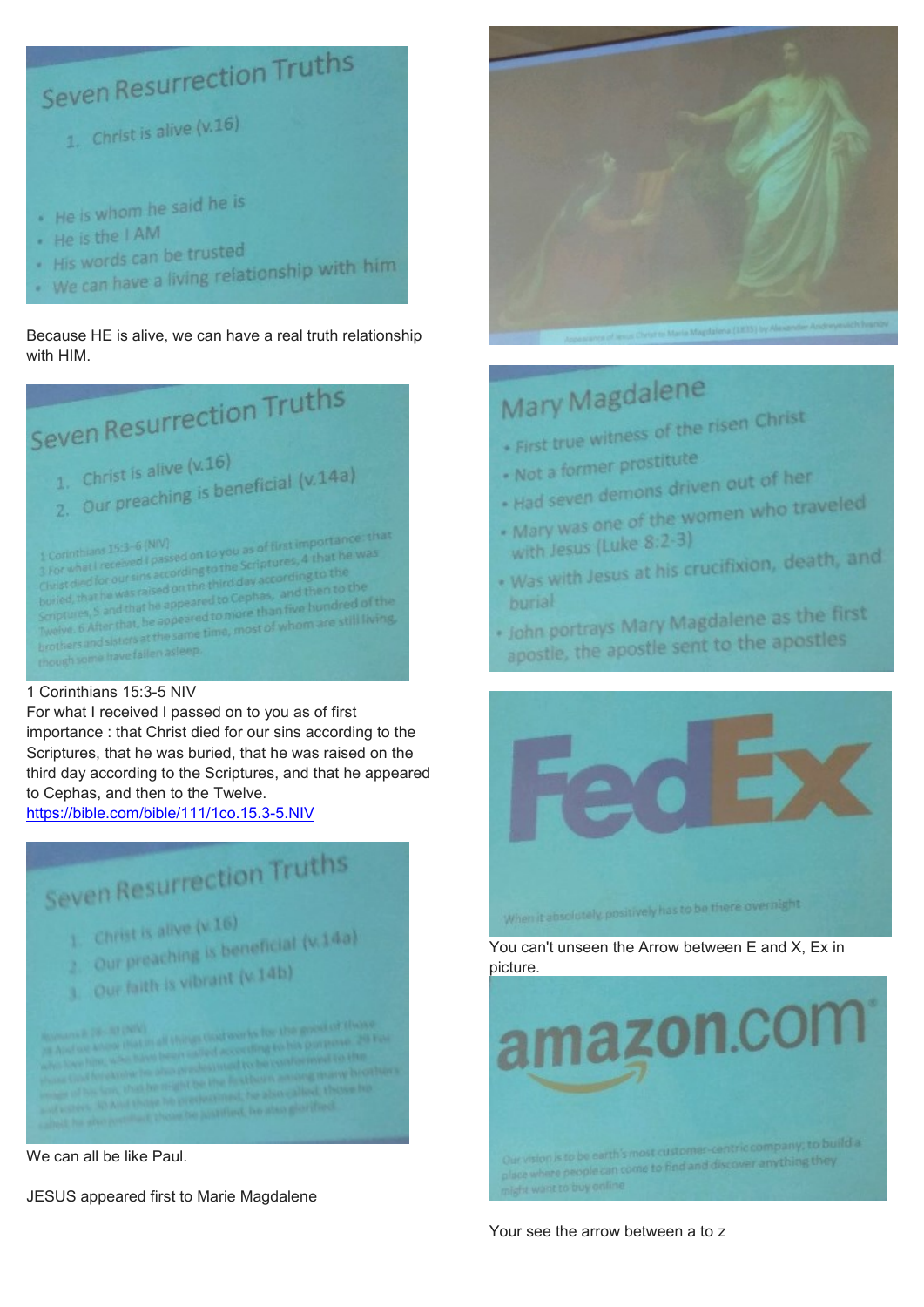## Seven Resurrection Truths

1. Christ is alive (v.16)

- He is whom he said he is
- He is the I AM
- His words can be trusted
- We can have a living relationship with him

Because HE is alive, we can have a real truth relationship with HIM.

## Seven Resurrection Truths

1. Christ is alive (v.16)
2. Our preaching is beneficial (v.14a)

1 Corinthians 15:3-6 (NIV)
3 For what I received I passed on to you as of first importance: that Christ died for our sins according to the Scriptures, 4 that he was buried, that he was raised on the third day according to the Scriptures, 5 and that he appeared to Cephas, and then to the Twelve. 6 After that, he appeared to more than five hundred of the brothers and sisters at the same time, most of whom are still living, though some have fallen asleep.

1 Corinthians 15:3-5 NIV
For what I received I passed on to you as of first importance : that Christ died for our sins according to the Scriptures, that he was buried, that he was raised on the third day according to the Scriptures, and that he appeared to Cephas, and then to the Twelve.
https://bible.com/bible/111/1co.15.3-5.NIV

## Seven Resurrection Truths

1. Christ is alive (v.16)
2. Our preaching is beneficial (v.14a)
3. Our faith is vibrant (v.14b)

Romans 8:28-30 (NIV)
28 And we know that in all things God works for the good of those who love him, who have been called according to his purpose. 29 For those God foreknew he also predestined to be conformed to the image of his Son, that he might be the firstborn among many brothers and sisters. 30 And those he predestined, he also called; those he called, he also justified; those he justified, he also glorified.

We can all be like Paul.

JESUS appeared first to Marie Magdalene

Appearance of Jesus Christ to Maria Magdalena (1835) by Alexander Andreyevich Ivanov

## Mary Magdalene

- First true witness of the risen Christ
- Not a former prostitute
- Had seven demons driven out of her
- Mary was one of the women who traveled with Jesus (Luke 8:2-3)
- Was with Jesus at his crucifixion, death, and burial
- John portrays Mary Magdalene as the first apostle, the apostle sent to the apostles

FedEx

When it absolutely positively has to be there overnight

You can't unseen the Arrow between E and X, Ex in picture.

amazon.com

Our vision is to be earth's most customer-centric company; to build a place where people can come to find and discover anything they might want to buy online

Your see the arrow between a to z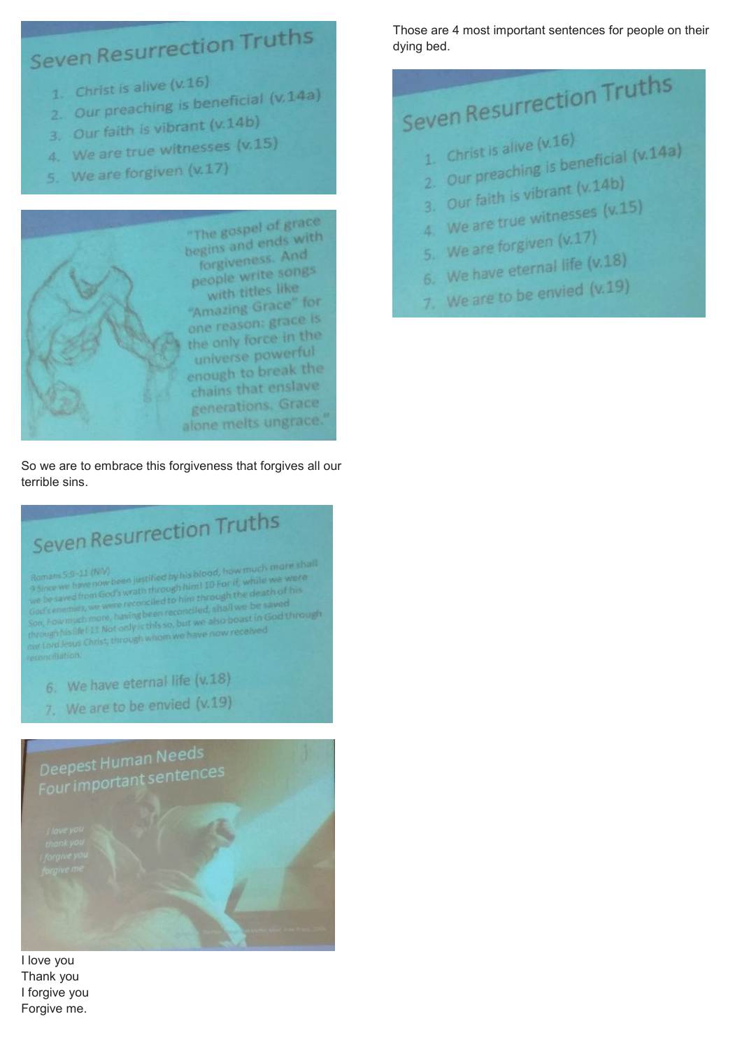## Seven Resurrection Truths

1. Christ is alive (v.16)
2. Our preaching is beneficial (v.14a)
3. Our faith is vibrant (v.14b)
4. We are true witnesses (v.15)
5. We are forgiven (v.17)

"The gospel of grace begins and ends with forgiveness. And people write songs with titles like "Amazing Grace" for one reason: grace is the only force in the universe powerful enough to break the chains that enslave generations. Grace alone melts ungrace."

So we are to embrace this forgiveness that forgives all our terrible sins.

## Seven Resurrection Truths

Romans 5:9-11 (NIV)
9 Since we have now been justified by his blood, how much more shall we be saved from God's wrath through him! 10 For if, while we were God's enemies, we were reconciled to him through the death of his Son, how much more, having been reconciled, shall we be saved through his life! 11 Not only is this so, but we also boast in God through our Lord Jesus Christ, through whom we have now received reconciliation.

6. We have eternal life (v.18)
7. We are to be envied (v.19)

## Deepest Human Needs
## Four important sentences

*I love you*
*thank you*
*I forgive you*
*forgive me*

I love you
Thank you
I forgive you
Forgive me.

Those are 4 most important sentences for people on their dying bed.

## Seven Resurrection Truths

1. Christ is alive (v.16)
2. Our preaching is beneficial (v.14a)
3. Our faith is vibrant (v.14b)
4. We are true witnesses (v.15)
5. We are forgiven (v.17)
6. We have eternal life (v.18)
7. We are to be envied (v.19)